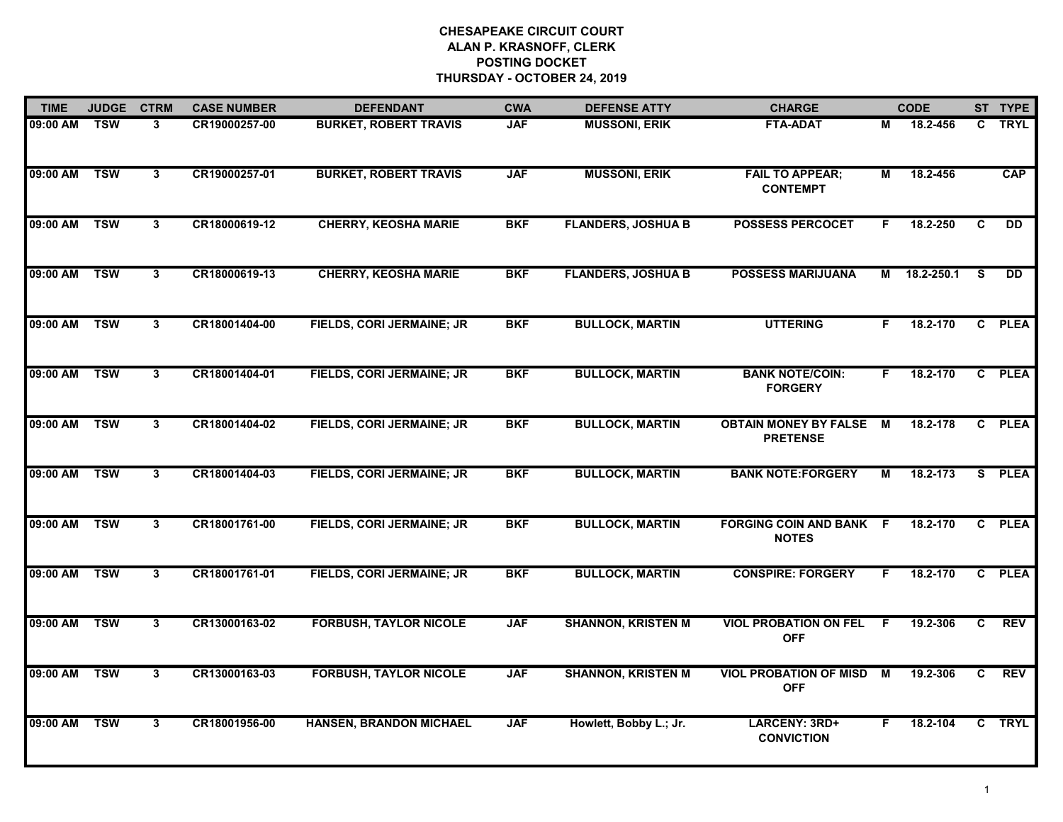**CHESAPEAKE CIRCUIT COURT**
**ALAN P. KRASNOFF, CLERK**
**POSTING DOCKET**
**THURSDAY - OCTOBER 24, 2019**

| TIME | JUDGE | CTRM | CASE NUMBER | DEFENDANT | CWA | DEFENSE ATTY | CHARGE | | CODE | ST | TYPE |
|---|---|---|---|---|---|---|---|---|---|---|---|
| 09:00 AM | TSW | 3 | CR19000257-00 | BURKET, ROBERT TRAVIS | JAF | MUSSONI, ERIK | FTA-ADAT | M | 18.2-456 | C | TRYL |
| 09:00 AM | TSW | 3 | CR19000257-01 | BURKET, ROBERT TRAVIS | JAF | MUSSONI, ERIK | FAIL TO APPEAR; CONTEMPT | M | 18.2-456 | | CAP |
| 09:00 AM | TSW | 3 | CR18000619-12 | CHERRY, KEOSHA MARIE | BKF | FLANDERS, JOSHUA B | POSSESS PERCOCET | F | 18.2-250 | C | DD |
| 09:00 AM | TSW | 3 | CR18000619-13 | CHERRY, KEOSHA MARIE | BKF | FLANDERS, JOSHUA B | POSSESS MARIJUANA | M | 18.2-250.1 | S | DD |
| 09:00 AM | TSW | 3 | CR18001404-00 | FIELDS, CORI JERMAINE; JR | BKF | BULLOCK, MARTIN | UTTERING | F | 18.2-170 | C | PLEA |
| 09:00 AM | TSW | 3 | CR18001404-01 | FIELDS, CORI JERMAINE; JR | BKF | BULLOCK, MARTIN | BANK NOTE/COIN: FORGERY | F | 18.2-170 | C | PLEA |
| 09:00 AM | TSW | 3 | CR18001404-02 | FIELDS, CORI JERMAINE; JR | BKF | BULLOCK, MARTIN | OBTAIN MONEY BY FALSE PRETENSE | M | 18.2-178 | C | PLEA |
| 09:00 AM | TSW | 3 | CR18001404-03 | FIELDS, CORI JERMAINE; JR | BKF | BULLOCK, MARTIN | BANK NOTE:FORGERY | M | 18.2-173 | S | PLEA |
| 09:00 AM | TSW | 3 | CR18001761-00 | FIELDS, CORI JERMAINE; JR | BKF | BULLOCK, MARTIN | FORGING COIN AND BANK NOTES | F | 18.2-170 | C | PLEA |
| 09:00 AM | TSW | 3 | CR18001761-01 | FIELDS, CORI JERMAINE; JR | BKF | BULLOCK, MARTIN | CONSPIRE: FORGERY | F | 18.2-170 | C | PLEA |
| 09:00 AM | TSW | 3 | CR13000163-02 | FORBUSH, TAYLOR NICOLE | JAF | SHANNON, KRISTEN M | VIOL PROBATION ON FEL OFF | F | 19.2-306 | C | REV |
| 09:00 AM | TSW | 3 | CR13000163-03 | FORBUSH, TAYLOR NICOLE | JAF | SHANNON, KRISTEN M | VIOL PROBATION OF MISD OFF | M | 19.2-306 | C | REV |
| 09:00 AM | TSW | 3 | CR18001956-00 | HANSEN, BRANDON MICHAEL | JAF | Howlett, Bobby L.; Jr. | LARCENY: 3RD+ CONVICTION | F | 18.2-104 | C | TRYL |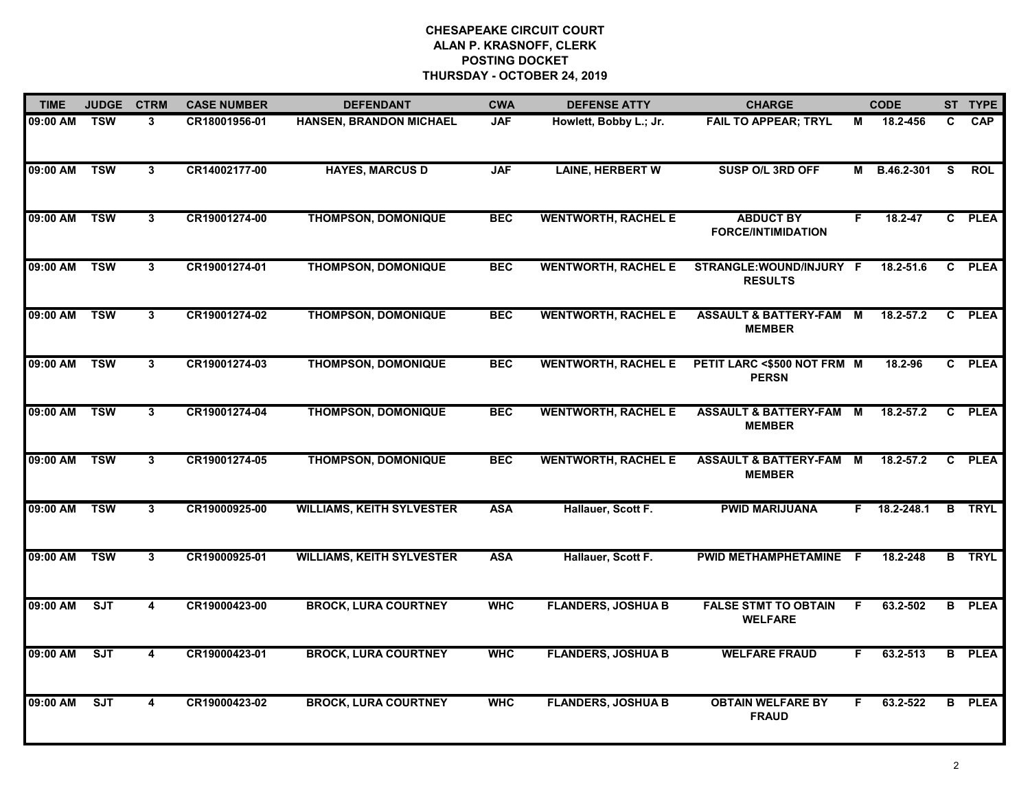# CHESAPEAKE CIRCUIT COURT
## ALAN P. KRASNOFF, CLERK
## POSTING DOCKET
## THURSDAY - OCTOBER 24, 2019

| TIME | JUDGE | CTRM | CASE NUMBER | DEFENDANT | CWA | DEFENSE ATTY | CHARGE | | CODE | ST | TYPE |
|---|---|---|---|---|---|---|---|---|---|---|---|
| 09:00 AM | TSW | 3 | CR18001956-01 | HANSEN, BRANDON MICHAEL | JAF | Howlett, Bobby L.; Jr. | FAIL TO APPEAR; TRYL | M | 18.2-456 | C | CAP |
| 09:00 AM | TSW | 3 | CR14002177-00 | HAYES, MARCUS D | JAF | LAINE, HERBERT W | SUSP O/L 3RD OFF | M | B.46.2-301 | S | ROL |
| 09:00 AM | TSW | 3 | CR19001274-00 | THOMPSON, DOMONIQUE | BEC | WENTWORTH, RACHEL E | ABDUCT BY FORCE/INTIMIDATION | F | 18.2-47 | C | PLEA |
| 09:00 AM | TSW | 3 | CR19001274-01 | THOMPSON, DOMONIQUE | BEC | WENTWORTH, RACHEL E | STRANGLE:WOUND/INJURY RESULTS | F | 18.2-51.6 | C | PLEA |
| 09:00 AM | TSW | 3 | CR19001274-02 | THOMPSON, DOMONIQUE | BEC | WENTWORTH, RACHEL E | ASSAULT & BATTERY-FAM MEMBER | M | 18.2-57.2 | C | PLEA |
| 09:00 AM | TSW | 3 | CR19001274-03 | THOMPSON, DOMONIQUE | BEC | WENTWORTH, RACHEL E | PETIT LARC <$500 NOT FRM PERSN | M | 18.2-96 | C | PLEA |
| 09:00 AM | TSW | 3 | CR19001274-04 | THOMPSON, DOMONIQUE | BEC | WENTWORTH, RACHEL E | ASSAULT & BATTERY-FAM MEMBER | M | 18.2-57.2 | C | PLEA |
| 09:00 AM | TSW | 3 | CR19001274-05 | THOMPSON, DOMONIQUE | BEC | WENTWORTH, RACHEL E | ASSAULT & BATTERY-FAM MEMBER | M | 18.2-57.2 | C | PLEA |
| 09:00 AM | TSW | 3 | CR19000925-00 | WILLIAMS, KEITH SYLVESTER | ASA | Hallauer, Scott F. | PWID MARIJUANA | F | 18.2-248.1 | B | TRYL |
| 09:00 AM | TSW | 3 | CR19000925-01 | WILLIAMS, KEITH SYLVESTER | ASA | Hallauer, Scott F. | PWID METHAMPHETAMINE | F | 18.2-248 | B | TRYL |
| 09:00 AM | SJT | 4 | CR19000423-00 | BROCK, LURA COURTNEY | WHC | FLANDERS, JOSHUA B | FALSE STMT TO OBTAIN WELFARE | F | 63.2-502 | B | PLEA |
| 09:00 AM | SJT | 4 | CR19000423-01 | BROCK, LURA COURTNEY | WHC | FLANDERS, JOSHUA B | WELFARE FRAUD | F | 63.2-513 | B | PLEA |
| 09:00 AM | SJT | 4 | CR19000423-02 | BROCK, LURA COURTNEY | WHC | FLANDERS, JOSHUA B | OBTAIN WELFARE BY FRAUD | F | 63.2-522 | B | PLEA |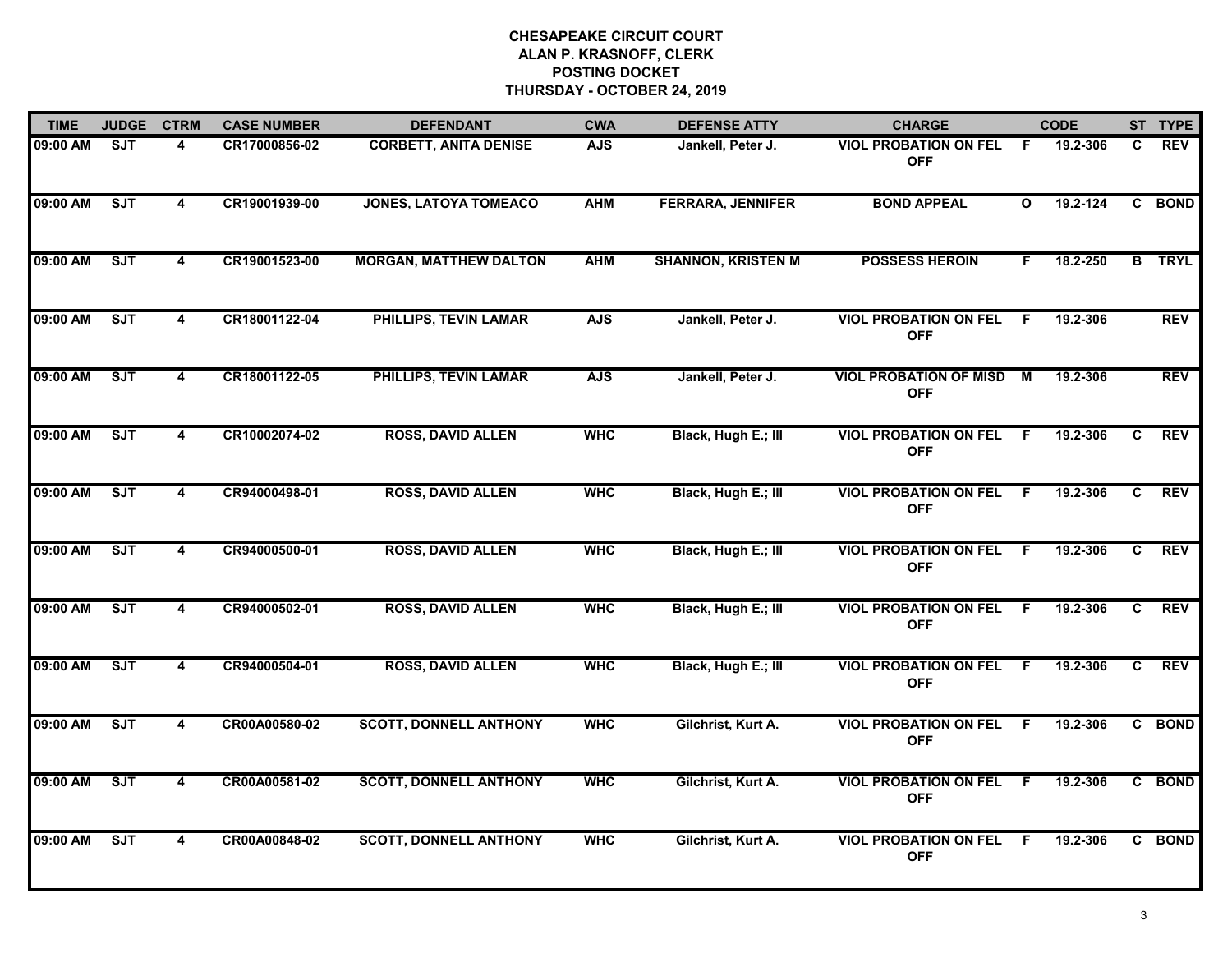# CHESAPEAKE CIRCUIT COURT
## ALAN P. KRASNOFF, CLERK
## POSTING DOCKET
## THURSDAY - OCTOBER 24, 2019

| TIME | JUDGE | CTRM | CASE NUMBER | DEFENDANT | CWA | DEFENSE ATTY | CHARGE | | CODE | ST | TYPE |
|---|---|---|---|---|---|---|---|---|---|---|---|
| 09:00 AM | SJT | 4 | CR17000856-02 | CORBETT, ANITA DENISE | AJS | Jankell, Peter J. | VIOL PROBATION ON FEL OFF | F | 19.2-306 | C | REV |
| 09:00 AM | SJT | 4 | CR19001939-00 | JONES, LATOYA TOMEACO | AHM | FERRARA, JENNIFER | BOND APPEAL | O | 19.2-124 | C | BOND |
| 09:00 AM | SJT | 4 | CR19001523-00 | MORGAN, MATTHEW DALTON | AHM | SHANNON, KRISTEN M | POSSESS HEROIN | F | 18.2-250 | B | TRYL |
| 09:00 AM | SJT | 4 | CR18001122-04 | PHILLIPS, TEVIN LAMAR | AJS | Jankell, Peter J. | VIOL PROBATION ON FEL OFF | F | 19.2-306 | | REV |
| 09:00 AM | SJT | 4 | CR18001122-05 | PHILLIPS, TEVIN LAMAR | AJS | Jankell, Peter J. | VIOL PROBATION OF MISD OFF | M | 19.2-306 | | REV |
| 09:00 AM | SJT | 4 | CR10002074-02 | ROSS, DAVID ALLEN | WHC | Black, Hugh E.; III | VIOL PROBATION ON FEL OFF | F | 19.2-306 | C | REV |
| 09:00 AM | SJT | 4 | CR94000498-01 | ROSS, DAVID ALLEN | WHC | Black, Hugh E.; III | VIOL PROBATION ON FEL OFF | F | 19.2-306 | C | REV |
| 09:00 AM | SJT | 4 | CR94000500-01 | ROSS, DAVID ALLEN | WHC | Black, Hugh E.; III | VIOL PROBATION ON FEL OFF | F | 19.2-306 | C | REV |
| 09:00 AM | SJT | 4 | CR94000502-01 | ROSS, DAVID ALLEN | WHC | Black, Hugh E.; III | VIOL PROBATION ON FEL OFF | F | 19.2-306 | C | REV |
| 09:00 AM | SJT | 4 | CR94000504-01 | ROSS, DAVID ALLEN | WHC | Black, Hugh E.; III | VIOL PROBATION ON FEL OFF | F | 19.2-306 | C | REV |
| 09:00 AM | SJT | 4 | CR00A00580-02 | SCOTT, DONNELL ANTHONY | WHC | Gilchrist, Kurt A. | VIOL PROBATION ON FEL OFF | F | 19.2-306 | C | BOND |
| 09:00 AM | SJT | 4 | CR00A00581-02 | SCOTT, DONNELL ANTHONY | WHC | Gilchrist, Kurt A. | VIOL PROBATION ON FEL OFF | F | 19.2-306 | C | BOND |
| 09:00 AM | SJT | 4 | CR00A00848-02 | SCOTT, DONNELL ANTHONY | WHC | Gilchrist, Kurt A. | VIOL PROBATION ON FEL OFF | F | 19.2-306 | C | BOND |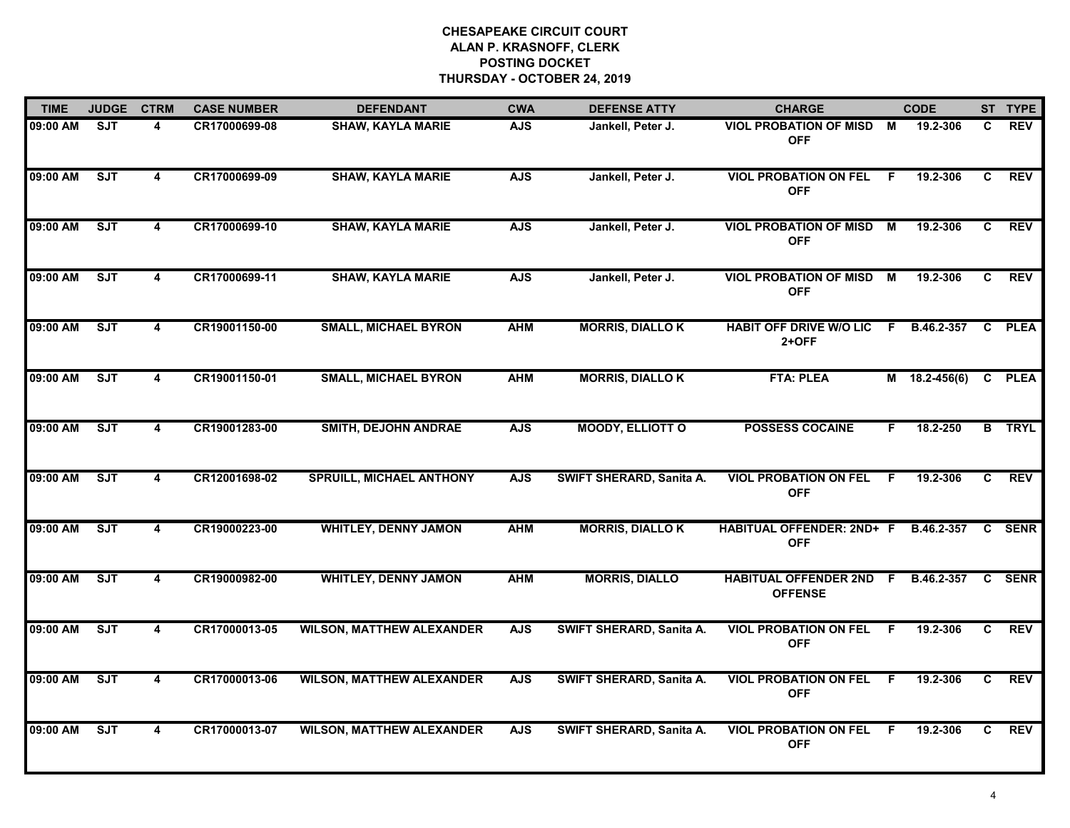# CHESAPEAKE CIRCUIT COURT
## ALAN P. KRASNOFF, CLERK
## POSTING DOCKET
## THURSDAY - OCTOBER 24, 2019

| TIME | JUDGE | CTRM | CASE NUMBER | DEFENDANT | CWA | DEFENSE ATTY | CHARGE | | CODE | ST | TYPE |
|---|---|---|---|---|---|---|---|---|---|---|---|
| 09:00 AM | SJT | 4 | CR17000699-08 | SHAW, KAYLA MARIE | AJS | Jankell, Peter J. | VIOL PROBATION OF MISD OFF | M | 19.2-306 | C | REV |
| 09:00 AM | SJT | 4 | CR17000699-09 | SHAW, KAYLA MARIE | AJS | Jankell, Peter J. | VIOL PROBATION ON FEL OFF | F | 19.2-306 | C | REV |
| 09:00 AM | SJT | 4 | CR17000699-10 | SHAW, KAYLA MARIE | AJS | Jankell, Peter J. | VIOL PROBATION OF MISD OFF | M | 19.2-306 | C | REV |
| 09:00 AM | SJT | 4 | CR17000699-11 | SHAW, KAYLA MARIE | AJS | Jankell, Peter J. | VIOL PROBATION OF MISD OFF | M | 19.2-306 | C | REV |
| 09:00 AM | SJT | 4 | CR19001150-00 | SMALL, MICHAEL BYRON | AHM | MORRIS, DIALLO K | HABIT OFF DRIVE W/O LIC 2+OFF | F | B.46.2-357 | C | PLEA |
| 09:00 AM | SJT | 4 | CR19001150-01 | SMALL, MICHAEL BYRON | AHM | MORRIS, DIALLO K | FTA: PLEA | M | 18.2-456(6) | C | PLEA |
| 09:00 AM | SJT | 4 | CR19001283-00 | SMITH, DEJOHN ANDRAE | AJS | MOODY, ELLIOTT O | POSSESS COCAINE | F | 18.2-250 | B | TRYL |
| 09:00 AM | SJT | 4 | CR12001698-02 | SPRUILL, MICHAEL ANTHONY | AJS | SWIFT SHERARD, Sanita A. | VIOL PROBATION ON FEL OFF | F | 19.2-306 | C | REV |
| 09:00 AM | SJT | 4 | CR19000223-00 | WHITLEY, DENNY JAMON | AHM | MORRIS, DIALLO K | HABITUAL OFFENDER: 2ND+ OFF | F | B.46.2-357 | C | SENR |
| 09:00 AM | SJT | 4 | CR19000982-00 | WHITLEY, DENNY JAMON | AHM | MORRIS, DIALLO | HABITUAL OFFENDER 2ND OFFENSE | F | B.46.2-357 | C | SENR |
| 09:00 AM | SJT | 4 | CR17000013-05 | WILSON, MATTHEW ALEXANDER | AJS | SWIFT SHERARD, Sanita A. | VIOL PROBATION ON FEL OFF | F | 19.2-306 | C | REV |
| 09:00 AM | SJT | 4 | CR17000013-06 | WILSON, MATTHEW ALEXANDER | AJS | SWIFT SHERARD, Sanita A. | VIOL PROBATION ON FEL OFF | F | 19.2-306 | C | REV |
| 09:00 AM | SJT | 4 | CR17000013-07 | WILSON, MATTHEW ALEXANDER | AJS | SWIFT SHERARD, Sanita A. | VIOL PROBATION ON FEL OFF | F | 19.2-306 | C | REV |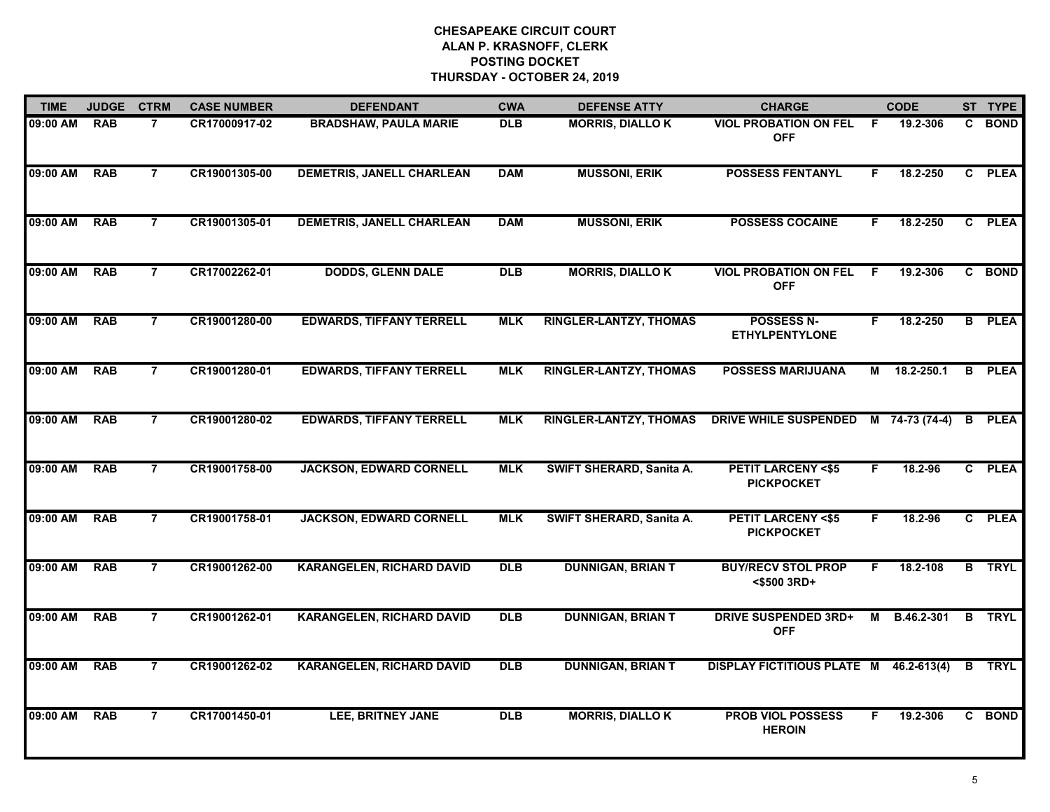# CHESAPEAKE CIRCUIT COURT
## ALAN P. KRASNOFF, CLERK
## POSTING DOCKET
## THURSDAY - OCTOBER 24, 2019

| TIME | JUDGE | CTRM | CASE NUMBER | DEFENDANT | CWA | DEFENSE ATTY | CHARGE | | CODE | ST | TYPE |
|---|---|---|---|---|---|---|---|---|---|---|---|
| 09:00 AM | RAB | 7 | CR17000917-02 | BRADSHAW, PAULA MARIE | DLB | MORRIS, DIALLO K | VIOL PROBATION ON FEL OFF | F | 19.2-306 | C | BOND |
| 09:00 AM | RAB | 7 | CR19001305-00 | DEMETRIS, JANELL CHARLEAN | DAM | MUSSONI, ERIK | POSSESS FENTANYL | F | 18.2-250 | C | PLEA |
| 09:00 AM | RAB | 7 | CR19001305-01 | DEMETRIS, JANELL CHARLEAN | DAM | MUSSONI, ERIK | POSSESS COCAINE | F | 18.2-250 | C | PLEA |
| 09:00 AM | RAB | 7 | CR17002262-01 | DODDS, GLENN DALE | DLB | MORRIS, DIALLO K | VIOL PROBATION ON FEL OFF | F | 19.2-306 | C | BOND |
| 09:00 AM | RAB | 7 | CR19001280-00 | EDWARDS, TIFFANY TERRELL | MLK | RINGLER-LANTZY, THOMAS | POSSESS N-ETHYLPENTYLONE | F | 18.2-250 | B | PLEA |
| 09:00 AM | RAB | 7 | CR19001280-01 | EDWARDS, TIFFANY TERRELL | MLK | RINGLER-LANTZY, THOMAS | POSSESS MARIJUANA | M | 18.2-250.1 | B | PLEA |
| 09:00 AM | RAB | 7 | CR19001280-02 | EDWARDS, TIFFANY TERRELL | MLK | RINGLER-LANTZY, THOMAS | DRIVE WHILE SUSPENDED | M | 74-73 (74-4) | B | PLEA |
| 09:00 AM | RAB | 7 | CR19001758-00 | JACKSON, EDWARD CORNELL | MLK | SWIFT SHERARD, Sanita A. | PETIT LARCENY <$5 PICKPOCKET | F | 18.2-96 | C | PLEA |
| 09:00 AM | RAB | 7 | CR19001758-01 | JACKSON, EDWARD CORNELL | MLK | SWIFT SHERARD, Sanita A. | PETIT LARCENY <$5 PICKPOCKET | F | 18.2-96 | C | PLEA |
| 09:00 AM | RAB | 7 | CR19001262-00 | KARANGELEN, RICHARD DAVID | DLB | DUNNIGAN, BRIAN T | BUY/RECV STOL PROP <$500 3RD+ | F | 18.2-108 | B | TRYL |
| 09:00 AM | RAB | 7 | CR19001262-01 | KARANGELEN, RICHARD DAVID | DLB | DUNNIGAN, BRIAN T | DRIVE SUSPENDED 3RD+ OFF | M | B.46.2-301 | B | TRYL |
| 09:00 AM | RAB | 7 | CR19001262-02 | KARANGELEN, RICHARD DAVID | DLB | DUNNIGAN, BRIAN T | DISPLAY FICTITIOUS PLATE | M | 46.2-613(4) | B | TRYL |
| 09:00 AM | RAB | 7 | CR17001450-01 | LEE, BRITNEY JANE | DLB | MORRIS, DIALLO K | PROB VIOL POSSESS HEROIN | F | 19.2-306 | C | BOND |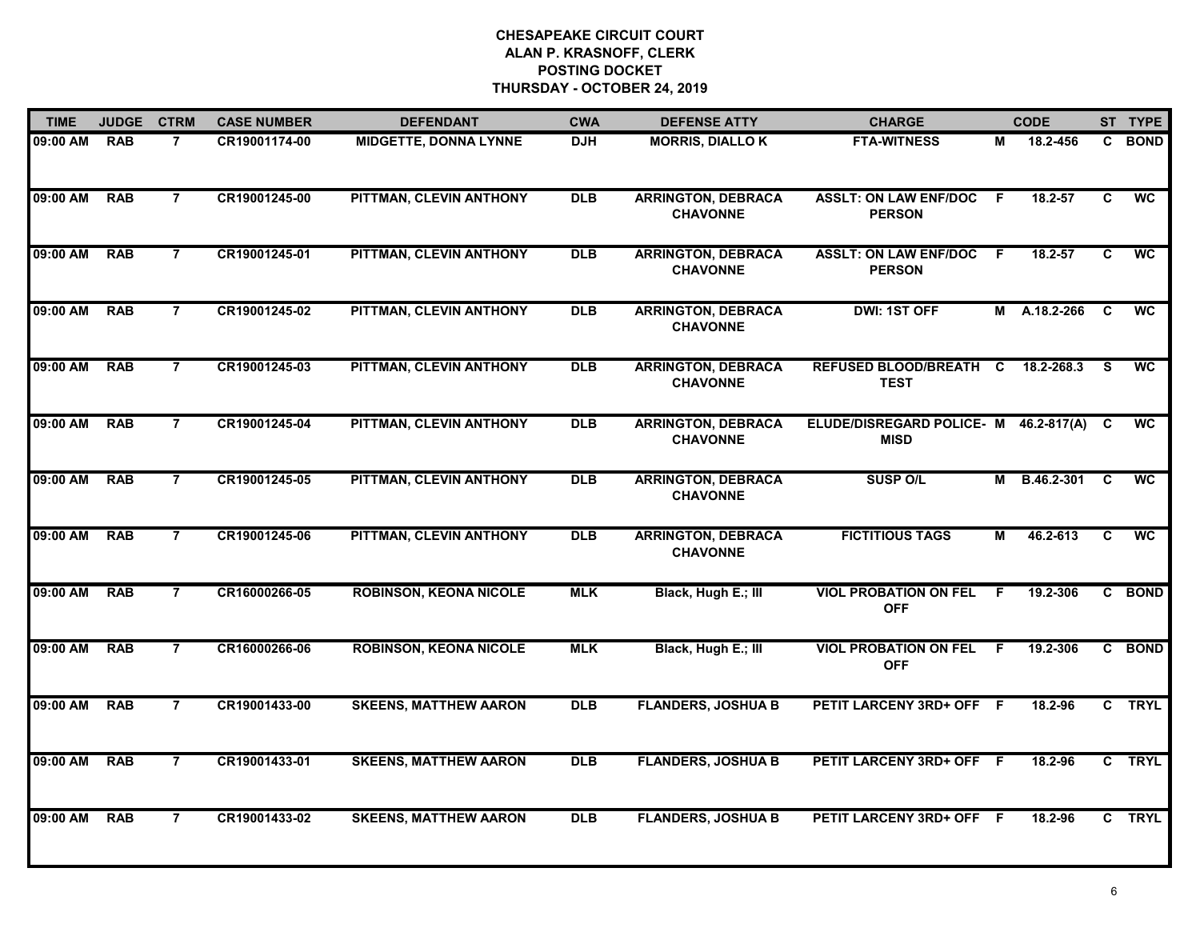# CHESAPEAKE CIRCUIT COURT
## ALAN P. KRASNOFF, CLERK
## POSTING DOCKET
## THURSDAY - OCTOBER 24, 2019

| TIME | JUDGE | CTRM | CASE NUMBER | DEFENDANT | CWA | DEFENSE ATTY | CHARGE | | CODE | ST | TYPE |
|---|---|---|---|---|---|---|---|---|---|---|---|
| 09:00 AM | RAB | 7 | CR19001174-00 | MIDGETTE, DONNA LYNNE | DJH | MORRIS, DIALLO K | FTA-WITNESS | M | 18.2-456 | C | BOND |
| 09:00 AM | RAB | 7 | CR19001245-00 | PITTMAN, CLEVIN ANTHONY | DLB | ARRINGTON, DEBRACA CHAVONNE | ASSLT: ON LAW ENF/DOC PERSON | F | 18.2-57 | C | WC |
| 09:00 AM | RAB | 7 | CR19001245-01 | PITTMAN, CLEVIN ANTHONY | DLB | ARRINGTON, DEBRACA CHAVONNE | ASSLT: ON LAW ENF/DOC PERSON | F | 18.2-57 | C | WC |
| 09:00 AM | RAB | 7 | CR19001245-02 | PITTMAN, CLEVIN ANTHONY | DLB | ARRINGTON, DEBRACA CHAVONNE | DWI: 1ST OFF | M | A.18.2-266 | C | WC |
| 09:00 AM | RAB | 7 | CR19001245-03 | PITTMAN, CLEVIN ANTHONY | DLB | ARRINGTON, DEBRACA CHAVONNE | REFUSED BLOOD/BREATH TEST | C | 18.2-268.3 | S | WC |
| 09:00 AM | RAB | 7 | CR19001245-04 | PITTMAN, CLEVIN ANTHONY | DLB | ARRINGTON, DEBRACA CHAVONNE | ELUDE/DISREGARD POLICE-MISD | M | 46.2-817(A) | C | WC |
| 09:00 AM | RAB | 7 | CR19001245-05 | PITTMAN, CLEVIN ANTHONY | DLB | ARRINGTON, DEBRACA CHAVONNE | SUSP O/L | M | B.46.2-301 | C | WC |
| 09:00 AM | RAB | 7 | CR19001245-06 | PITTMAN, CLEVIN ANTHONY | DLB | ARRINGTON, DEBRACA CHAVONNE | FICTITIOUS TAGS | M | 46.2-613 | C | WC |
| 09:00 AM | RAB | 7 | CR16000266-05 | ROBINSON, KEONA NICOLE | MLK | Black, Hugh E.; III | VIOL PROBATION ON FEL OFF | F | 19.2-306 | C | BOND |
| 09:00 AM | RAB | 7 | CR16000266-06 | ROBINSON, KEONA NICOLE | MLK | Black, Hugh E.; III | VIOL PROBATION ON FEL OFF | F | 19.2-306 | C | BOND |
| 09:00 AM | RAB | 7 | CR19001433-00 | SKEENS, MATTHEW AARON | DLB | FLANDERS, JOSHUA B | PETIT LARCENY 3RD+ OFF | F | 18.2-96 | C | TRYL |
| 09:00 AM | RAB | 7 | CR19001433-01 | SKEENS, MATTHEW AARON | DLB | FLANDERS, JOSHUA B | PETIT LARCENY 3RD+ OFF | F | 18.2-96 | C | TRYL |
| 09:00 AM | RAB | 7 | CR19001433-02 | SKEENS, MATTHEW AARON | DLB | FLANDERS, JOSHUA B | PETIT LARCENY 3RD+ OFF | F | 18.2-96 | C | TRYL |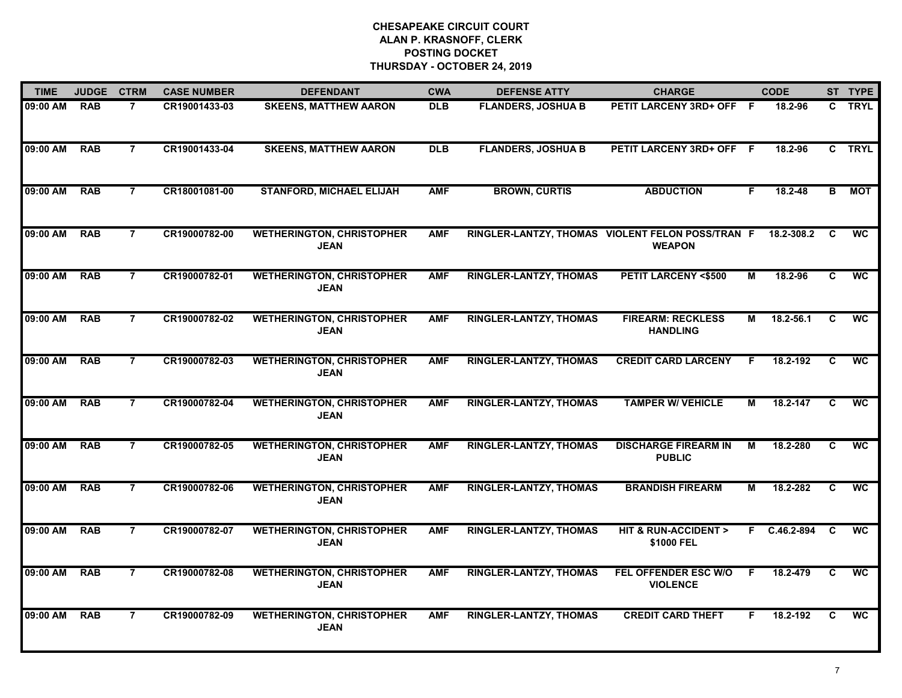**CHESAPEAKE CIRCUIT COURT**
**ALAN P. KRASNOFF, CLERK**
**POSTING DOCKET**
**THURSDAY - OCTOBER 24, 2019**

| TIME | JUDGE | CTRM | CASE NUMBER | DEFENDANT | CWA | DEFENSE ATTY | CHARGE | | CODE | ST | TYPE |
|---|---|---|---|---|---|---|---|---|---|---|---|
| 09:00 AM | RAB | 7 | CR19001433-03 | SKEENS, MATTHEW AARON | DLB | FLANDERS, JOSHUA B | PETIT LARCENY 3RD+ OFF | F | 18.2-96 | C | TRYL |
| 09:00 AM | RAB | 7 | CR19001433-04 | SKEENS, MATTHEW AARON | DLB | FLANDERS, JOSHUA B | PETIT LARCENY 3RD+ OFF | F | 18.2-96 | C | TRYL |
| 09:00 AM | RAB | 7 | CR18001081-00 | STANFORD, MICHAEL ELIJAH | AMF | BROWN, CURTIS | ABDUCTION | F | 18.2-48 | B | MOT |
| 09:00 AM | RAB | 7 | CR19000782-00 | WETHERINGTON, CHRISTOPHER JEAN | AMF | RINGLER-LANTZY, THOMAS | VIOLENT FELON POSS/TRAN WEAPON | F | 18.2-308.2 | C | WC |
| 09:00 AM | RAB | 7 | CR19000782-01 | WETHERINGTON, CHRISTOPHER JEAN | AMF | RINGLER-LANTZY, THOMAS | PETIT LARCENY <$500 | M | 18.2-96 | C | WC |
| 09:00 AM | RAB | 7 | CR19000782-02 | WETHERINGTON, CHRISTOPHER JEAN | AMF | RINGLER-LANTZY, THOMAS | FIREARM: RECKLESS HANDLING | M | 18.2-56.1 | C | WC |
| 09:00 AM | RAB | 7 | CR19000782-03 | WETHERINGTON, CHRISTOPHER JEAN | AMF | RINGLER-LANTZY, THOMAS | CREDIT CARD LARCENY | F | 18.2-192 | C | WC |
| 09:00 AM | RAB | 7 | CR19000782-04 | WETHERINGTON, CHRISTOPHER JEAN | AMF | RINGLER-LANTZY, THOMAS | TAMPER W/ VEHICLE | M | 18.2-147 | C | WC |
| 09:00 AM | RAB | 7 | CR19000782-05 | WETHERINGTON, CHRISTOPHER JEAN | AMF | RINGLER-LANTZY, THOMAS | DISCHARGE FIREARM IN PUBLIC | M | 18.2-280 | C | WC |
| 09:00 AM | RAB | 7 | CR19000782-06 | WETHERINGTON, CHRISTOPHER JEAN | AMF | RINGLER-LANTZY, THOMAS | BRANDISH FIREARM | M | 18.2-282 | C | WC |
| 09:00 AM | RAB | 7 | CR19000782-07 | WETHERINGTON, CHRISTOPHER JEAN | AMF | RINGLER-LANTZY, THOMAS | HIT & RUN-ACCIDENT > $1000 FEL | F | C.46.2-894 | C | WC |
| 09:00 AM | RAB | 7 | CR19000782-08 | WETHERINGTON, CHRISTOPHER JEAN | AMF | RINGLER-LANTZY, THOMAS | FEL OFFENDER ESC W/O VIOLENCE | F | 18.2-479 | C | WC |
| 09:00 AM | RAB | 7 | CR19000782-09 | WETHERINGTON, CHRISTOPHER JEAN | AMF | RINGLER-LANTZY, THOMAS | CREDIT CARD THEFT | F | 18.2-192 | C | WC |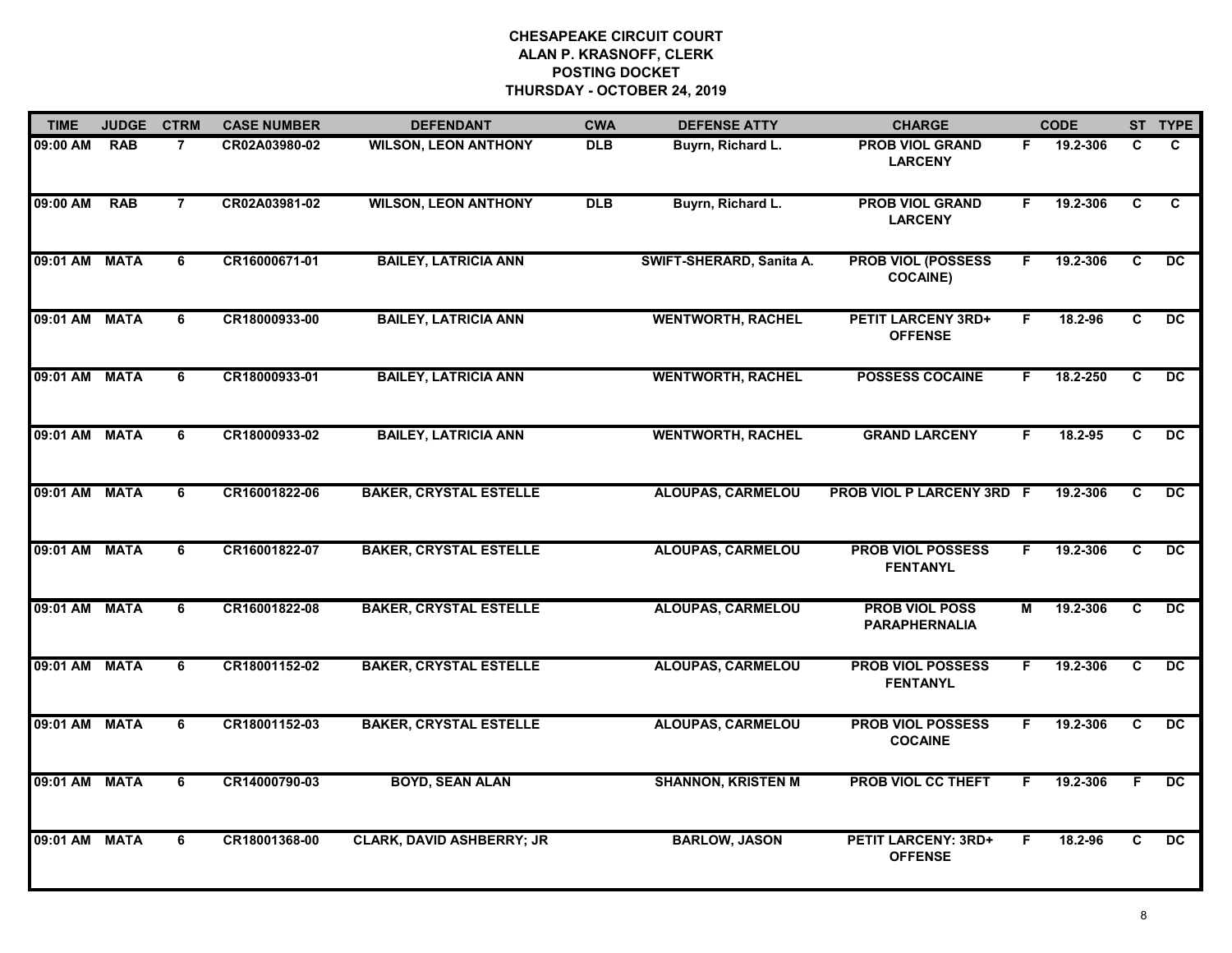# CHESAPEAKE CIRCUIT COURT
## ALAN P. KRASNOFF, CLERK
## POSTING DOCKET
## THURSDAY - OCTOBER 24, 2019

| TIME | JUDGE | CTRM | CASE NUMBER | DEFENDANT | CWA | DEFENSE ATTY | CHARGE | | CODE | ST | TYPE |
|---|---|---|---|---|---|---|---|---|---|---|---|
| 09:00 AM | RAB | 7 | CR02A03980-02 | WILSON, LEON ANTHONY | DLB | Buyrn, Richard L. | PROB VIOL GRAND LARCENY | F | 19.2-306 | C | C |
| 09:00 AM | RAB | 7 | CR02A03981-02 | WILSON, LEON ANTHONY | DLB | Buyrn, Richard L. | PROB VIOL GRAND LARCENY | F | 19.2-306 | C | C |
| 09:01 AM | MATA | 6 | CR16000671-01 | BAILEY, LATRICIA ANN | | SWIFT-SHERARD, Sanita A. | PROB VIOL (POSSESS COCAINE) | F | 19.2-306 | C | DC |
| 09:01 AM | MATA | 6 | CR18000933-00 | BAILEY, LATRICIA ANN | | WENTWORTH, RACHEL | PETIT LARCENY 3RD+ OFFENSE | F | 18.2-96 | C | DC |
| 09:01 AM | MATA | 6 | CR18000933-01 | BAILEY, LATRICIA ANN | | WENTWORTH, RACHEL | POSSESS COCAINE | F | 18.2-250 | C | DC |
| 09:01 AM | MATA | 6 | CR18000933-02 | BAILEY, LATRICIA ANN | | WENTWORTH, RACHEL | GRAND LARCENY | F | 18.2-95 | C | DC |
| 09:01 AM | MATA | 6 | CR16001822-06 | BAKER, CRYSTAL ESTELLE | | ALOUPAS, CARMELOU | PROB VIOL P LARCENY 3RD | F | 19.2-306 | C | DC |
| 09:01 AM | MATA | 6 | CR16001822-07 | BAKER, CRYSTAL ESTELLE | | ALOUPAS, CARMELOU | PROB VIOL POSSESS FENTANYL | F | 19.2-306 | C | DC |
| 09:01 AM | MATA | 6 | CR16001822-08 | BAKER, CRYSTAL ESTELLE | | ALOUPAS, CARMELOU | PROB VIOL POSS PARAPHERNALIA | M | 19.2-306 | C | DC |
| 09:01 AM | MATA | 6 | CR18001152-02 | BAKER, CRYSTAL ESTELLE | | ALOUPAS, CARMELOU | PROB VIOL POSSESS FENTANYL | F | 19.2-306 | C | DC |
| 09:01 AM | MATA | 6 | CR18001152-03 | BAKER, CRYSTAL ESTELLE | | ALOUPAS, CARMELOU | PROB VIOL POSSESS COCAINE | F | 19.2-306 | C | DC |
| 09:01 AM | MATA | 6 | CR14000790-03 | BOYD, SEAN ALAN | | SHANNON, KRISTEN M | PROB VIOL CC THEFT | F | 19.2-306 | F | DC |
| 09:01 AM | MATA | 6 | CR18001368-00 | CLARK, DAVID ASHBERRY; JR | | BARLOW, JASON | PETIT LARCENY: 3RD+ OFFENSE | F | 18.2-96 | C | DC |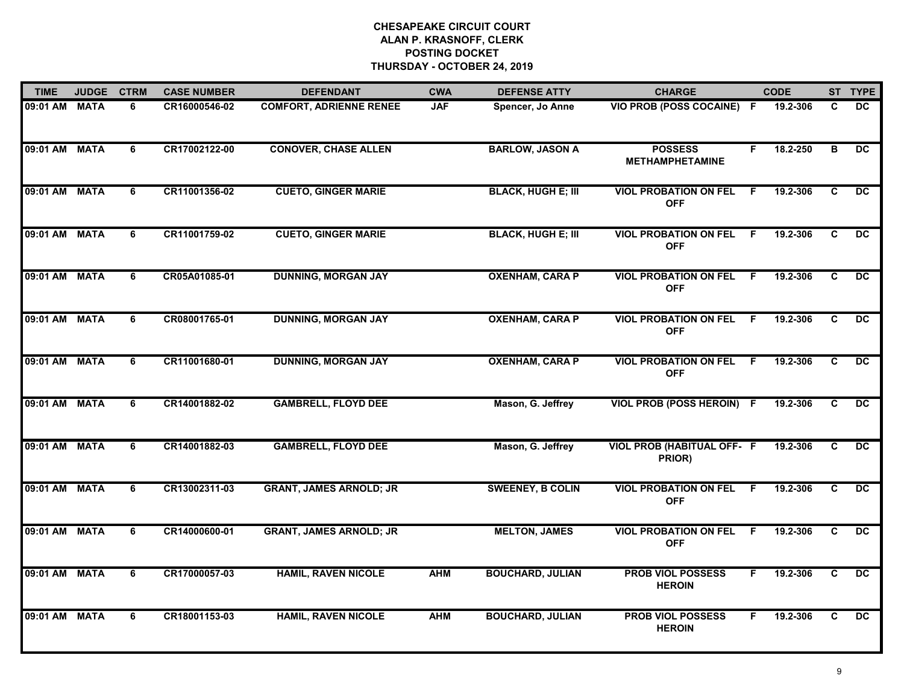# CHESAPEAKE CIRCUIT COURT
## ALAN P. KRASNOFF, CLERK
## POSTING DOCKET
## THURSDAY - OCTOBER 24, 2019

| TIME | JUDGE | CTRM | CASE NUMBER | DEFENDANT | CWA | DEFENSE ATTY | CHARGE | | CODE | ST | TYPE |
|---|---|---|---|---|---|---|---|---|---|---|---|
| 09:01 AM | MATA | 6 | CR16000546-02 | COMFORT, ADRIENNE RENEE | JAF | Spencer, Jo Anne | VIO PROB (POSS COCAINE) | F | 19.2-306 | C | DC |
| 09:01 AM | MATA | 6 | CR17002122-00 | CONOVER, CHASE ALLEN | | BARLOW, JASON A | POSSESS METHAMPHETAMINE | F | 18.2-250 | B | DC |
| 09:01 AM | MATA | 6 | CR11001356-02 | CUETO, GINGER MARIE | | BLACK, HUGH E; III | VIOL PROBATION ON FEL OFF | F | 19.2-306 | C | DC |
| 09:01 AM | MATA | 6 | CR11001759-02 | CUETO, GINGER MARIE | | BLACK, HUGH E; III | VIOL PROBATION ON FEL OFF | F | 19.2-306 | C | DC |
| 09:01 AM | MATA | 6 | CR05A01085-01 | DUNNING, MORGAN JAY | | OXENHAM, CARA P | VIOL PROBATION ON FEL OFF | F | 19.2-306 | C | DC |
| 09:01 AM | MATA | 6 | CR08001765-01 | DUNNING, MORGAN JAY | | OXENHAM, CARA P | VIOL PROBATION ON FEL OFF | F | 19.2-306 | C | DC |
| 09:01 AM | MATA | 6 | CR11001680-01 | DUNNING, MORGAN JAY | | OXENHAM, CARA P | VIOL PROBATION ON FEL OFF | F | 19.2-306 | C | DC |
| 09:01 AM | MATA | 6 | CR14001882-02 | GAMBRELL, FLOYD DEE | | Mason, G. Jeffrey | VIOL PROB (POSS HEROIN) | F | 19.2-306 | C | DC |
| 09:01 AM | MATA | 6 | CR14001882-03 | GAMBRELL, FLOYD DEE | | Mason, G. Jeffrey | VIOL PROB (HABITUAL OFF- PRIOR) | F | 19.2-306 | C | DC |
| 09:01 AM | MATA | 6 | CR13002311-03 | GRANT, JAMES ARNOLD; JR | | SWEENEY, B COLIN | VIOL PROBATION ON FEL OFF | F | 19.2-306 | C | DC |
| 09:01 AM | MATA | 6 | CR14000600-01 | GRANT, JAMES ARNOLD; JR | | MELTON, JAMES | VIOL PROBATION ON FEL OFF | F | 19.2-306 | C | DC |
| 09:01 AM | MATA | 6 | CR17000057-03 | HAMIL, RAVEN NICOLE | AHM | BOUCHARD, JULIAN | PROB VIOL POSSESS HEROIN | F | 19.2-306 | C | DC |
| 09:01 AM | MATA | 6 | CR18001153-03 | HAMIL, RAVEN NICOLE | AHM | BOUCHARD, JULIAN | PROB VIOL POSSESS HEROIN | F | 19.2-306 | C | DC |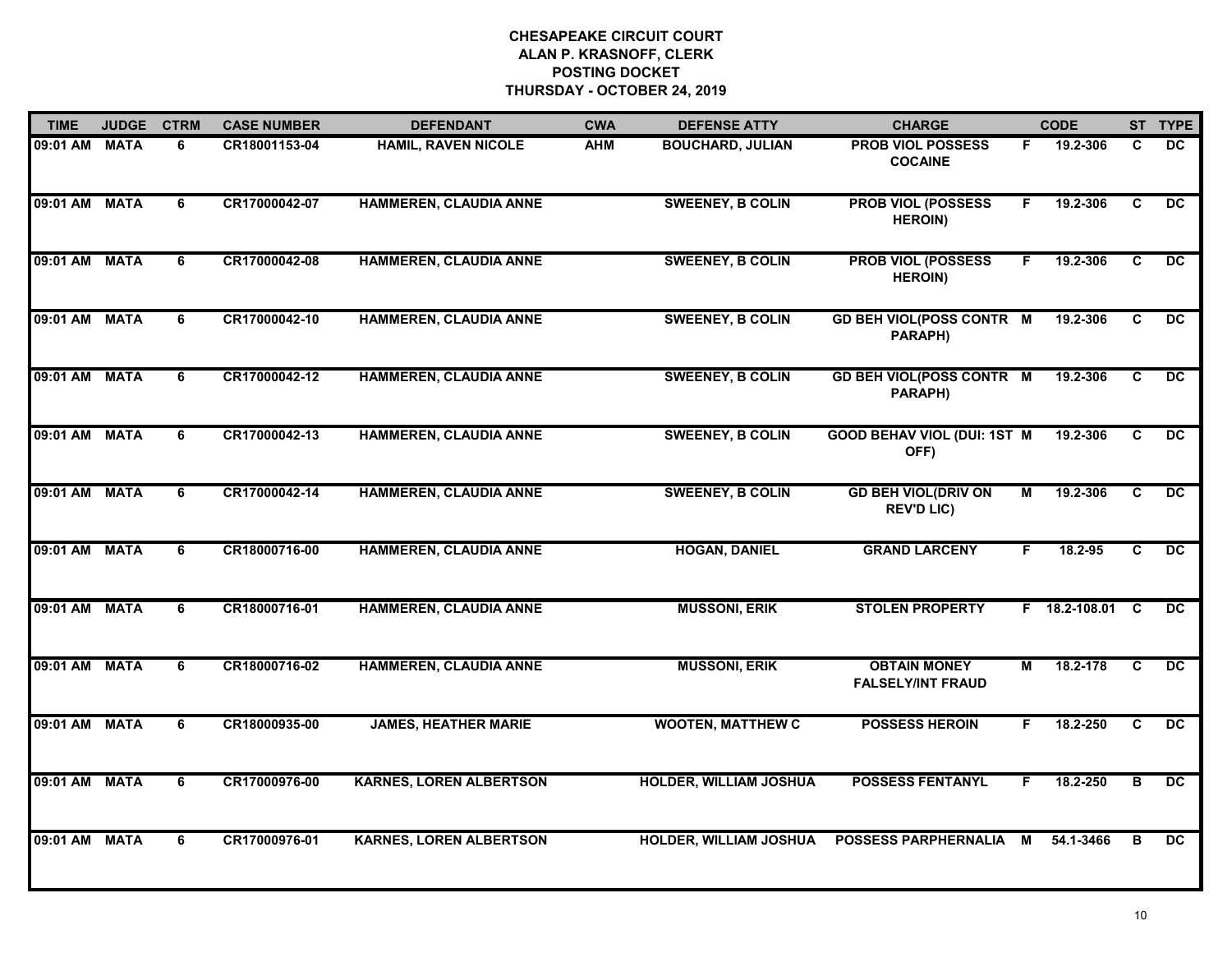**CHESAPEAKE CIRCUIT COURT**
**ALAN P. KRASNOFF, CLERK**
**POSTING DOCKET**
**THURSDAY - OCTOBER 24, 2019**

| TIME | JUDGE | CTRM | CASE NUMBER | DEFENDANT | CWA | DEFENSE ATTY | CHARGE | | CODE | ST | TYPE |
|---|---|---|---|---|---|---|---|---|---|---|---|
| 09:01 AM | MATA | 6 | CR18001153-04 | HAMIL, RAVEN NICOLE | AHM | BOUCHARD, JULIAN | PROB VIOL POSSESS COCAINE | F | 19.2-306 | C | DC |
| 09:01 AM | MATA | 6 | CR17000042-07 | HAMMEREN, CLAUDIA ANNE | | SWEENEY, B COLIN | PROB VIOL (POSSESS HEROIN) | F | 19.2-306 | C | DC |
| 09:01 AM | MATA | 6 | CR17000042-08 | HAMMEREN, CLAUDIA ANNE | | SWEENEY, B COLIN | PROB VIOL (POSSESS HEROIN) | F | 19.2-306 | C | DC |
| 09:01 AM | MATA | 6 | CR17000042-10 | HAMMEREN, CLAUDIA ANNE | | SWEENEY, B COLIN | GD BEH VIOL(POSS CONTR PARAPH) | M | 19.2-306 | C | DC |
| 09:01 AM | MATA | 6 | CR17000042-12 | HAMMEREN, CLAUDIA ANNE | | SWEENEY, B COLIN | GD BEH VIOL(POSS CONTR PARAPH) | M | 19.2-306 | C | DC |
| 09:01 AM | MATA | 6 | CR17000042-13 | HAMMEREN, CLAUDIA ANNE | | SWEENEY, B COLIN | GOOD BEHAV VIOL (DUI: 1ST OFF) | M | 19.2-306 | C | DC |
| 09:01 AM | MATA | 6 | CR17000042-14 | HAMMEREN, CLAUDIA ANNE | | SWEENEY, B COLIN | GD BEH VIOL(DRIV ON REV'D LIC) | M | 19.2-306 | C | DC |
| 09:01 AM | MATA | 6 | CR18000716-00 | HAMMEREN, CLAUDIA ANNE | | HOGAN, DANIEL | GRAND LARCENY | F | 18.2-95 | C | DC |
| 09:01 AM | MATA | 6 | CR18000716-01 | HAMMEREN, CLAUDIA ANNE | | MUSSONI, ERIK | STOLEN PROPERTY | F | 18.2-108.01 | C | DC |
| 09:01 AM | MATA | 6 | CR18000716-02 | HAMMEREN, CLAUDIA ANNE | | MUSSONI, ERIK | OBTAIN MONEY FALSELY/INT FRAUD | M | 18.2-178 | C | DC |
| 09:01 AM | MATA | 6 | CR18000935-00 | JAMES, HEATHER MARIE | | WOOTEN, MATTHEW C | POSSESS HEROIN | F | 18.2-250 | C | DC |
| 09:01 AM | MATA | 6 | CR17000976-00 | KARNES, LOREN ALBERTSON | | HOLDER, WILLIAM JOSHUA | POSSESS FENTANYL | F | 18.2-250 | B | DC |
| 09:01 AM | MATA | 6 | CR17000976-01 | KARNES, LOREN ALBERTSON | | HOLDER, WILLIAM JOSHUA | POSSESS PARPHERNALIA | M | 54.1-3466 | B | DC |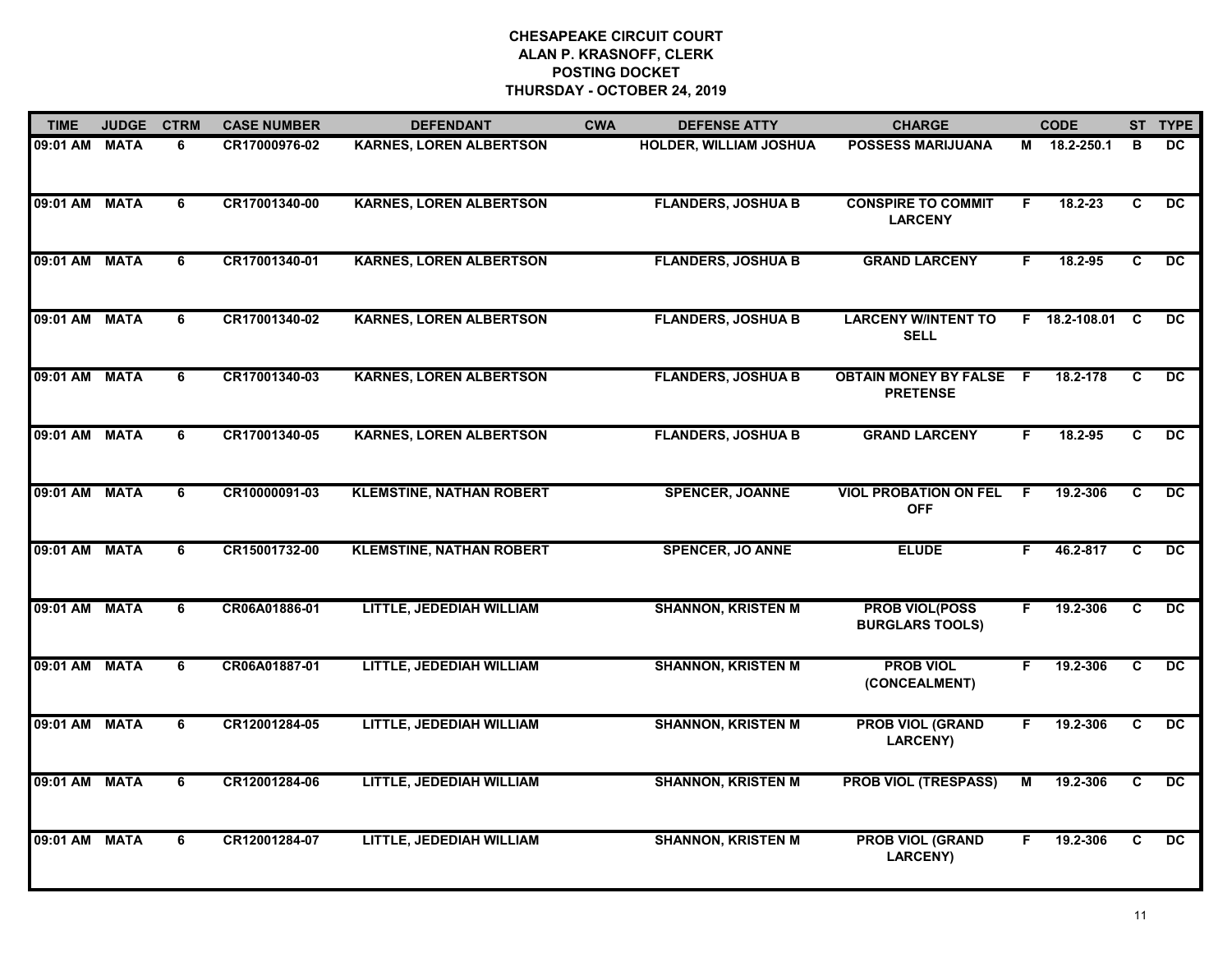**CHESAPEAKE CIRCUIT COURT**
**ALAN P. KRASNOFF, CLERK**
**POSTING DOCKET**
**THURSDAY - OCTOBER 24, 2019**

| TIME | JUDGE | CTRM | CASE NUMBER | DEFENDANT | CWA | DEFENSE ATTY | CHARGE | | CODE | ST | TYPE |
|---|---|---|---|---|---|---|---|---|---|---|---|
| 09:01 AM | MATA | 6 | CR17000976-02 | KARNES, LOREN ALBERTSON | | HOLDER, WILLIAM JOSHUA | POSSESS MARIJUANA | M | 18.2-250.1 | B | DC |
| 09:01 AM | MATA | 6 | CR17001340-00 | KARNES, LOREN ALBERTSON | | FLANDERS, JOSHUA B | CONSPIRE TO COMMIT LARCENY | F | 18.2-23 | C | DC |
| 09:01 AM | MATA | 6 | CR17001340-01 | KARNES, LOREN ALBERTSON | | FLANDERS, JOSHUA B | GRAND LARCENY | F | 18.2-95 | C | DC |
| 09:01 AM | MATA | 6 | CR17001340-02 | KARNES, LOREN ALBERTSON | | FLANDERS, JOSHUA B | LARCENY W/INTENT TO SELL | F | 18.2-108.01 | C | DC |
| 09:01 AM | MATA | 6 | CR17001340-03 | KARNES, LOREN ALBERTSON | | FLANDERS, JOSHUA B | OBTAIN MONEY BY FALSE PRETENSE | F | 18.2-178 | C | DC |
| 09:01 AM | MATA | 6 | CR17001340-05 | KARNES, LOREN ALBERTSON | | FLANDERS, JOSHUA B | GRAND LARCENY | F | 18.2-95 | C | DC |
| 09:01 AM | MATA | 6 | CR10000091-03 | KLEMSTINE, NATHAN ROBERT | | SPENCER, JOANNE | VIOL PROBATION ON FEL OFF | F | 19.2-306 | C | DC |
| 09:01 AM | MATA | 6 | CR15001732-00 | KLEMSTINE, NATHAN ROBERT | | SPENCER, JO ANNE | ELUDE | F | 46.2-817 | C | DC |
| 09:01 AM | MATA | 6 | CR06A01886-01 | LITTLE, JEDEDIAH WILLIAM | | SHANNON, KRISTEN M | PROB VIOL(POSS BURGLARS TOOLS) | F | 19.2-306 | C | DC |
| 09:01 AM | MATA | 6 | CR06A01887-01 | LITTLE, JEDEDIAH WILLIAM | | SHANNON, KRISTEN M | PROB VIOL (CONCEALMENT) | F | 19.2-306 | C | DC |
| 09:01 AM | MATA | 6 | CR12001284-05 | LITTLE, JEDEDIAH WILLIAM | | SHANNON, KRISTEN M | PROB VIOL (GRAND LARCENY) | F | 19.2-306 | C | DC |
| 09:01 AM | MATA | 6 | CR12001284-06 | LITTLE, JEDEDIAH WILLIAM | | SHANNON, KRISTEN M | PROB VIOL (TRESPASS) | M | 19.2-306 | C | DC |
| 09:01 AM | MATA | 6 | CR12001284-07 | LITTLE, JEDEDIAH WILLIAM | | SHANNON, KRISTEN M | PROB VIOL (GRAND LARCENY) | F | 19.2-306 | C | DC |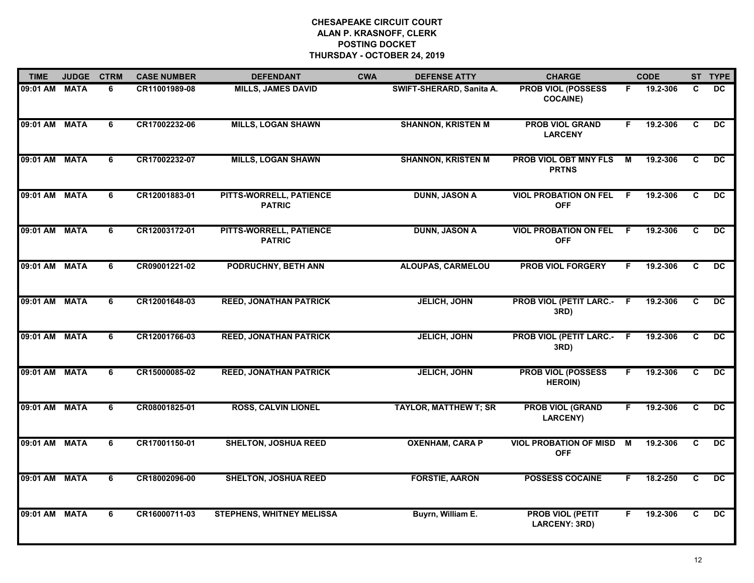**CHESAPEAKE CIRCUIT COURT**
**ALAN P. KRASNOFF, CLERK**
**POSTING DOCKET**
**THURSDAY - OCTOBER 24, 2019**

| TIME | JUDGE | CTRM | CASE NUMBER | DEFENDANT | CWA | DEFENSE ATTY | CHARGE | | CODE | ST | TYPE |
|---|---|---|---|---|---|---|---|---|---|---|---|
| 09:01 AM | MATA | 6 | CR11001989-08 | MILLS, JAMES DAVID | | SWIFT-SHERARD, Sanita A. | PROB VIOL (POSSESS COCAINE) | F | 19.2-306 | C | DC |
| 09:01 AM | MATA | 6 | CR17002232-06 | MILLS, LOGAN SHAWN | | SHANNON, KRISTEN M | PROB VIOL GRAND LARCENY | F | 19.2-306 | C | DC |
| 09:01 AM | MATA | 6 | CR17002232-07 | MILLS, LOGAN SHAWN | | SHANNON, KRISTEN M | PROB VIOL OBT MNY FLS PRTNS | M | 19.2-306 | C | DC |
| 09:01 AM | MATA | 6 | CR12001883-01 | PITTS-WORRELL, PATIENCE PATRIC | | DUNN, JASON A | VIOL PROBATION ON FEL OFF | F | 19.2-306 | C | DC |
| 09:01 AM | MATA | 6 | CR12003172-01 | PITTS-WORRELL, PATIENCE PATRIC | | DUNN, JASON A | VIOL PROBATION ON FEL OFF | F | 19.2-306 | C | DC |
| 09:01 AM | MATA | 6 | CR09001221-02 | PODRUCHNY, BETH ANN | | ALOUPAS, CARMELOU | PROB VIOL FORGERY | F | 19.2-306 | C | DC |
| 09:01 AM | MATA | 6 | CR12001648-03 | REED, JONATHAN PATRICK | | JELICH, JOHN | PROB VIOL (PETIT LARC.-3RD) | F | 19.2-306 | C | DC |
| 09:01 AM | MATA | 6 | CR12001766-03 | REED, JONATHAN PATRICK | | JELICH, JOHN | PROB VIOL (PETIT LARC.-3RD) | F | 19.2-306 | C | DC |
| 09:01 AM | MATA | 6 | CR15000085-02 | REED, JONATHAN PATRICK | | JELICH, JOHN | PROB VIOL (POSSESS HEROIN) | F | 19.2-306 | C | DC |
| 09:01 AM | MATA | 6 | CR08001825-01 | ROSS, CALVIN LIONEL | | TAYLOR, MATTHEW T; SR | PROB VIOL (GRAND LARCENY) | F | 19.2-306 | C | DC |
| 09:01 AM | MATA | 6 | CR17001150-01 | SHELTON, JOSHUA REED | | OXENHAM, CARA P | VIOL PROBATION OF MISD OFF | M | 19.2-306 | C | DC |
| 09:01 AM | MATA | 6 | CR18002096-00 | SHELTON, JOSHUA REED | | FORSTIE, AARON | POSSESS COCAINE | F | 18.2-250 | C | DC |
| 09:01 AM | MATA | 6 | CR16000711-03 | STEPHENS, WHITNEY MELISSA | | Buyrn, William E. | PROB VIOL (PETIT LARCENY: 3RD) | F | 19.2-306 | C | DC |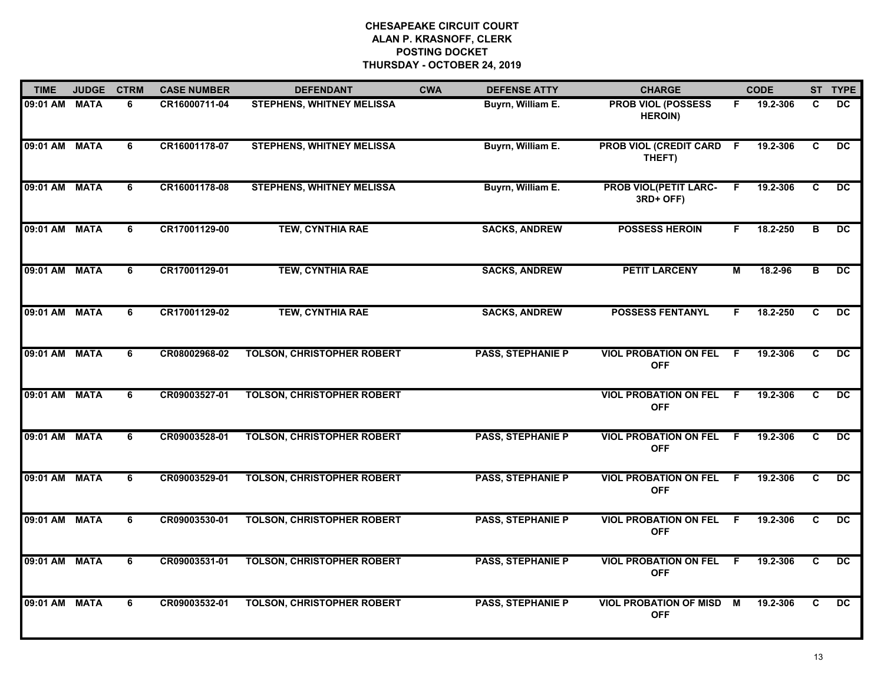# CHESAPEAKE CIRCUIT COURT
## ALAN P. KRASNOFF, CLERK
## POSTING DOCKET
## THURSDAY - OCTOBER 24, 2019

| TIME | JUDGE | CTRM | CASE NUMBER | DEFENDANT | CWA | DEFENSE ATTY | CHARGE | | CODE | ST | TYPE |
|---|---|---|---|---|---|---|---|---|---|---|---|
| 09:01 AM | MATA | 6 | CR16000711-04 | STEPHENS, WHITNEY MELISSA | | Buyrn, William E. | PROB VIOL (POSSESS HEROIN) | F | 19.2-306 | C | DC |
| 09:01 AM | MATA | 6 | CR16001178-07 | STEPHENS, WHITNEY MELISSA | | Buyrn, William E. | PROB VIOL (CREDIT CARD THEFT) | F | 19.2-306 | C | DC |
| 09:01 AM | MATA | 6 | CR16001178-08 | STEPHENS, WHITNEY MELISSA | | Buyrn, William E. | PROB VIOL(PETIT LARC-3RD+ OFF) | F | 19.2-306 | C | DC |
| 09:01 AM | MATA | 6 | CR17001129-00 | TEW, CYNTHIA RAE | | SACKS, ANDREW | POSSESS HEROIN | F | 18.2-250 | B | DC |
| 09:01 AM | MATA | 6 | CR17001129-01 | TEW, CYNTHIA RAE | | SACKS, ANDREW | PETIT LARCENY | M | 18.2-96 | B | DC |
| 09:01 AM | MATA | 6 | CR17001129-02 | TEW, CYNTHIA RAE | | SACKS, ANDREW | POSSESS FENTANYL | F | 18.2-250 | C | DC |
| 09:01 AM | MATA | 6 | CR08002968-02 | TOLSON, CHRISTOPHER ROBERT | | PASS, STEPHANIE P | VIOL PROBATION ON FEL OFF | F | 19.2-306 | C | DC |
| 09:01 AM | MATA | 6 | CR09003527-01 | TOLSON, CHRISTOPHER ROBERT | | | VIOL PROBATION ON FEL OFF | F | 19.2-306 | C | DC |
| 09:01 AM | MATA | 6 | CR09003528-01 | TOLSON, CHRISTOPHER ROBERT | | PASS, STEPHANIE P | VIOL PROBATION ON FEL OFF | F | 19.2-306 | C | DC |
| 09:01 AM | MATA | 6 | CR09003529-01 | TOLSON, CHRISTOPHER ROBERT | | PASS, STEPHANIE P | VIOL PROBATION ON FEL OFF | F | 19.2-306 | C | DC |
| 09:01 AM | MATA | 6 | CR09003530-01 | TOLSON, CHRISTOPHER ROBERT | | PASS, STEPHANIE P | VIOL PROBATION ON FEL OFF | F | 19.2-306 | C | DC |
| 09:01 AM | MATA | 6 | CR09003531-01 | TOLSON, CHRISTOPHER ROBERT | | PASS, STEPHANIE P | VIOL PROBATION ON FEL OFF | F | 19.2-306 | C | DC |
| 09:01 AM | MATA | 6 | CR09003532-01 | TOLSON, CHRISTOPHER ROBERT | | PASS, STEPHANIE P | VIOL PROBATION OF MISD OFF | M | 19.2-306 | C | DC |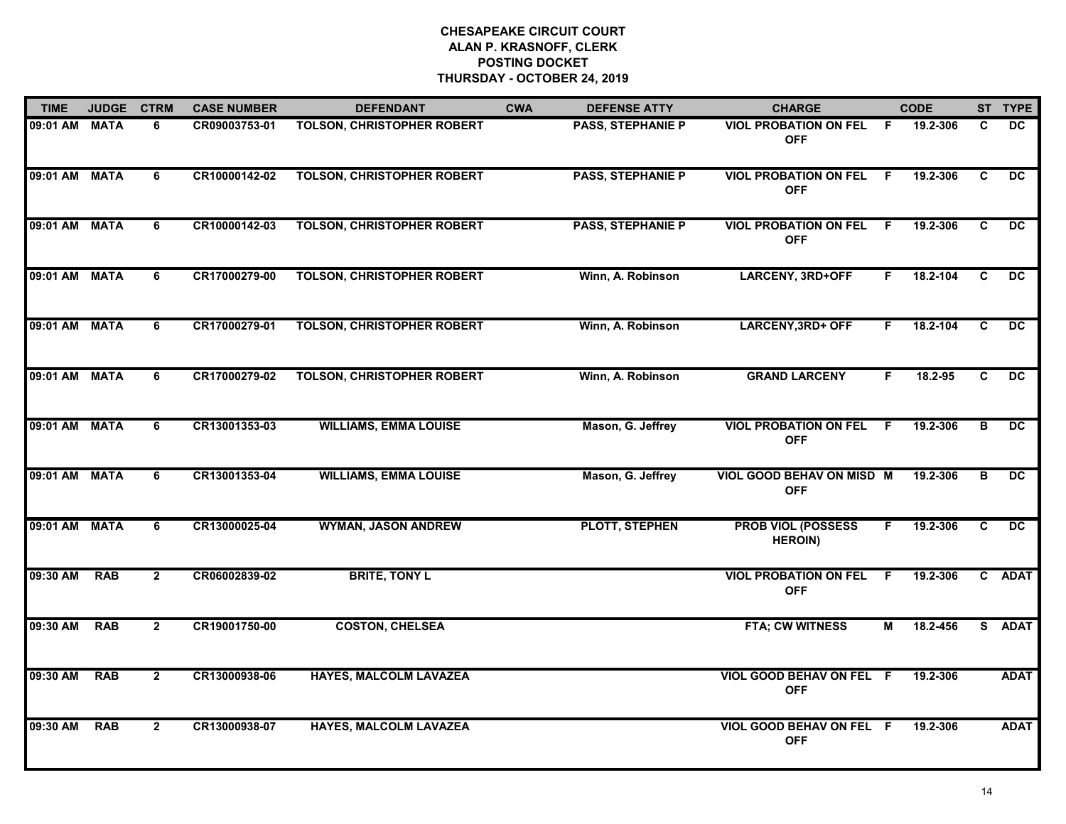**CHESAPEAKE CIRCUIT COURT**
**ALAN P. KRASNOFF, CLERK**
**POSTING DOCKET**
**THURSDAY - OCTOBER 24, 2019**

| TIME | JUDGE | CTRM | CASE NUMBER | DEFENDANT | CWA | DEFENSE ATTY | CHARGE | | CODE | ST | TYPE |
|---|---|---|---|---|---|---|---|---|---|---|---|
| 09:01 AM | MATA | 6 | CR09003753-01 | TOLSON, CHRISTOPHER ROBERT | | PASS, STEPHANIE P | VIOL PROBATION ON FEL OFF | F | 19.2-306 | C | DC |
| 09:01 AM | MATA | 6 | CR10000142-02 | TOLSON, CHRISTOPHER ROBERT | | PASS, STEPHANIE P | VIOL PROBATION ON FEL OFF | F | 19.2-306 | C | DC |
| 09:01 AM | MATA | 6 | CR10000142-03 | TOLSON, CHRISTOPHER ROBERT | | PASS, STEPHANIE P | VIOL PROBATION ON FEL OFF | F | 19.2-306 | C | DC |
| 09:01 AM | MATA | 6 | CR17000279-00 | TOLSON, CHRISTOPHER ROBERT | | Winn, A. Robinson | LARCENY, 3RD+OFF | F | 18.2-104 | C | DC |
| 09:01 AM | MATA | 6 | CR17000279-01 | TOLSON, CHRISTOPHER ROBERT | | Winn, A. Robinson | LARCENY,3RD+ OFF | F | 18.2-104 | C | DC |
| 09:01 AM | MATA | 6 | CR17000279-02 | TOLSON, CHRISTOPHER ROBERT | | Winn, A. Robinson | GRAND LARCENY | F | 18.2-95 | C | DC |
| 09:01 AM | MATA | 6 | CR13001353-03 | WILLIAMS, EMMA LOUISE | | Mason, G. Jeffrey | VIOL PROBATION ON FEL OFF | F | 19.2-306 | B | DC |
| 09:01 AM | MATA | 6 | CR13001353-04 | WILLIAMS, EMMA LOUISE | | Mason, G. Jeffrey | VIOL GOOD BEHAV ON MISD OFF | M | 19.2-306 | B | DC |
| 09:01 AM | MATA | 6 | CR13000025-04 | WYMAN, JASON ANDREW | | PLOTT, STEPHEN | PROB VIOL (POSSESS HEROIN) | F | 19.2-306 | C | DC |
| 09:30 AM | RAB | 2 | CR06002839-02 | BRITE, TONY L | | | VIOL PROBATION ON FEL OFF | F | 19.2-306 | C | ADAT |
| 09:30 AM | RAB | 2 | CR19001750-00 | COSTON, CHELSEA | | | FTA; CW WITNESS | M | 18.2-456 | S | ADAT |
| 09:30 AM | RAB | 2 | CR13000938-06 | HAYES, MALCOLM LAVAZEA | | | VIOL GOOD BEHAV ON FEL OFF | F | 19.2-306 | | ADAT |
| 09:30 AM | RAB | 2 | CR13000938-07 | HAYES, MALCOLM LAVAZEA | | | VIOL GOOD BEHAV ON FEL OFF | F | 19.2-306 | | ADAT |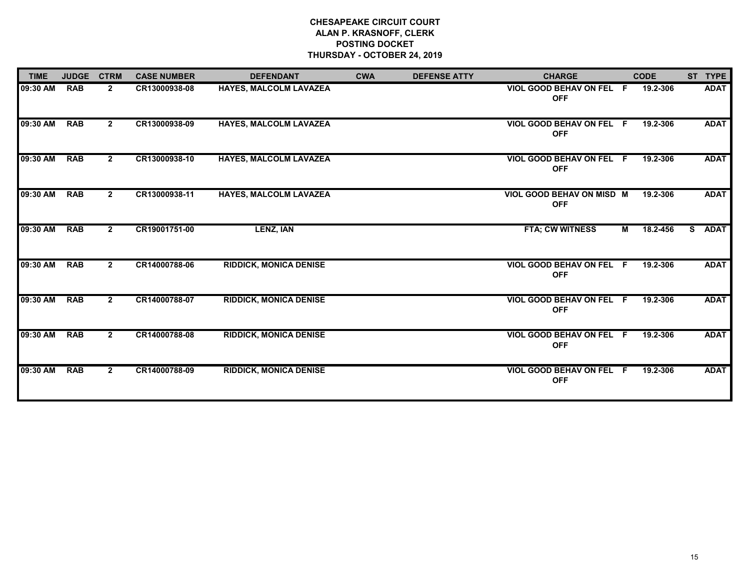**CHESAPEAKE CIRCUIT COURT**
**ALAN P. KRASNOFF, CLERK**
**POSTING DOCKET**
**THURSDAY - OCTOBER 24, 2019**

| TIME | JUDGE | CTRM | CASE NUMBER | DEFENDANT | CWA | DEFENSE ATTY | CHARGE | | CODE | ST | TYPE |
|---|---|---|---|---|---|---|---|---|---|---|---|
| 09:30 AM | RAB | 2 | CR13000938-08 | HAYES, MALCOLM LAVAZEA | | | VIOL GOOD BEHAV ON FEL OFF | F | 19.2-306 | | ADAT |
| 09:30 AM | RAB | 2 | CR13000938-09 | HAYES, MALCOLM LAVAZEA | | | VIOL GOOD BEHAV ON FEL OFF | F | 19.2-306 | | ADAT |
| 09:30 AM | RAB | 2 | CR13000938-10 | HAYES, MALCOLM LAVAZEA | | | VIOL GOOD BEHAV ON FEL OFF | F | 19.2-306 | | ADAT |
| 09:30 AM | RAB | 2 | CR13000938-11 | HAYES, MALCOLM LAVAZEA | | | VIOL GOOD BEHAV ON MISD OFF | M | 19.2-306 | | ADAT |
| 09:30 AM | RAB | 2 | CR19001751-00 | LENZ, IAN | | | FTA; CW WITNESS | M | 18.2-456 | S | ADAT |
| 09:30 AM | RAB | 2 | CR14000788-06 | RIDDICK, MONICA DENISE | | | VIOL GOOD BEHAV ON FEL OFF | F | 19.2-306 | | ADAT |
| 09:30 AM | RAB | 2 | CR14000788-07 | RIDDICK, MONICA DENISE | | | VIOL GOOD BEHAV ON FEL OFF | F | 19.2-306 | | ADAT |
| 09:30 AM | RAB | 2 | CR14000788-08 | RIDDICK, MONICA DENISE | | | VIOL GOOD BEHAV ON FEL OFF | F | 19.2-306 | | ADAT |
| 09:30 AM | RAB | 2 | CR14000788-09 | RIDDICK, MONICA DENISE | | | VIOL GOOD BEHAV ON FEL OFF | F | 19.2-306 | | ADAT |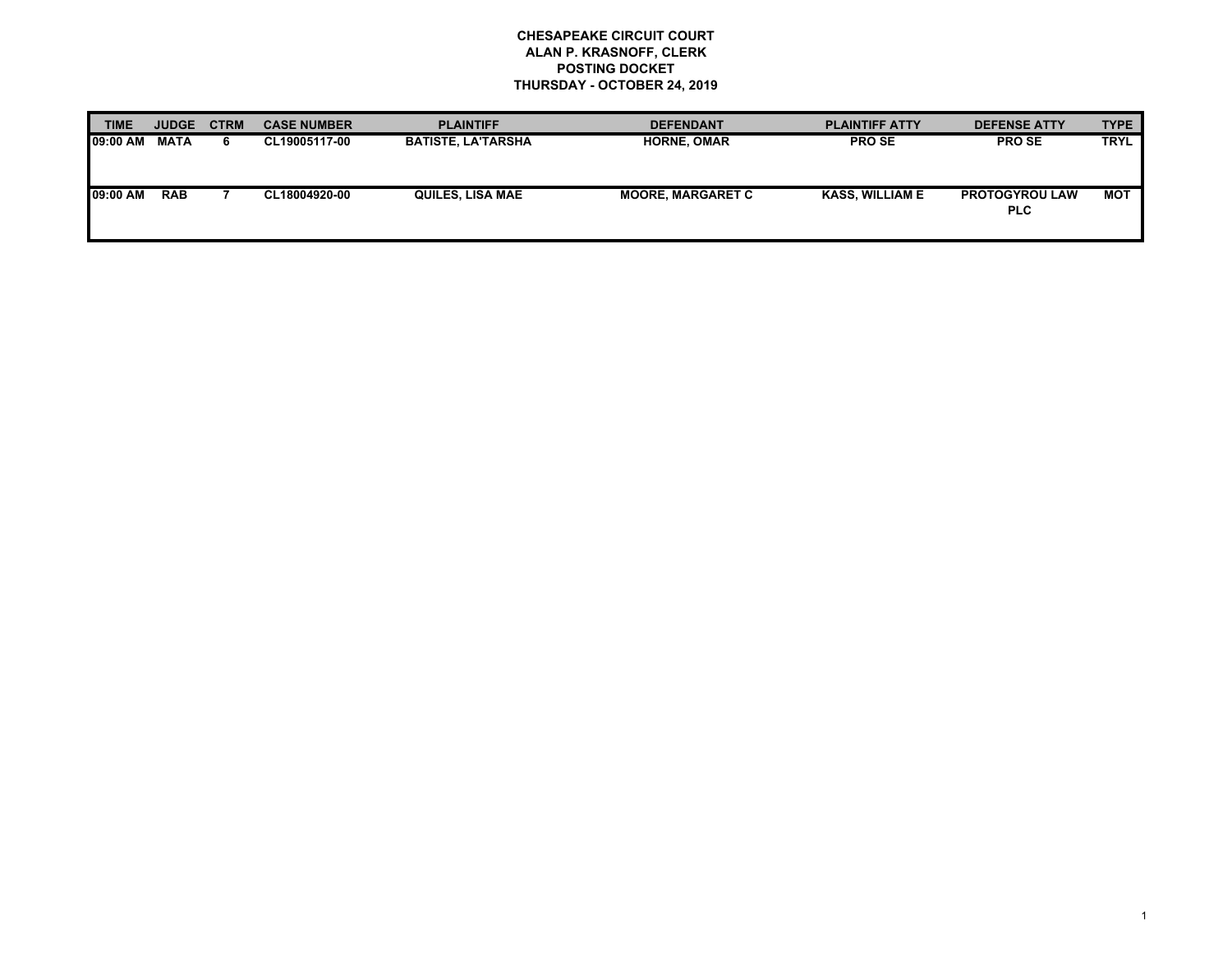**CHESAPEAKE CIRCUIT COURT**
**ALAN P. KRASNOFF, CLERK**
**POSTING DOCKET**
**THURSDAY - OCTOBER 24, 2019**

| TIME | JUDGE | CTRM | CASE NUMBER | PLAINTIFF | DEFENDANT | PLAINTIFF ATTY | DEFENSE ATTY | TYPE |
|---|---|---|---|---|---|---|---|---|
| 09:00 AM | MATA | 6 | CL19005117-00 | BATISTE, LA'TARSHA | HORNE, OMAR | PRO SE | PRO SE | TRYL |
| 09:00 AM | RAB | 7 | CL18004920-00 | QUILES, LISA MAE | MOORE, MARGARET C | KASS, WILLIAM E | PROTOGYROU LAW PLC | MOT |